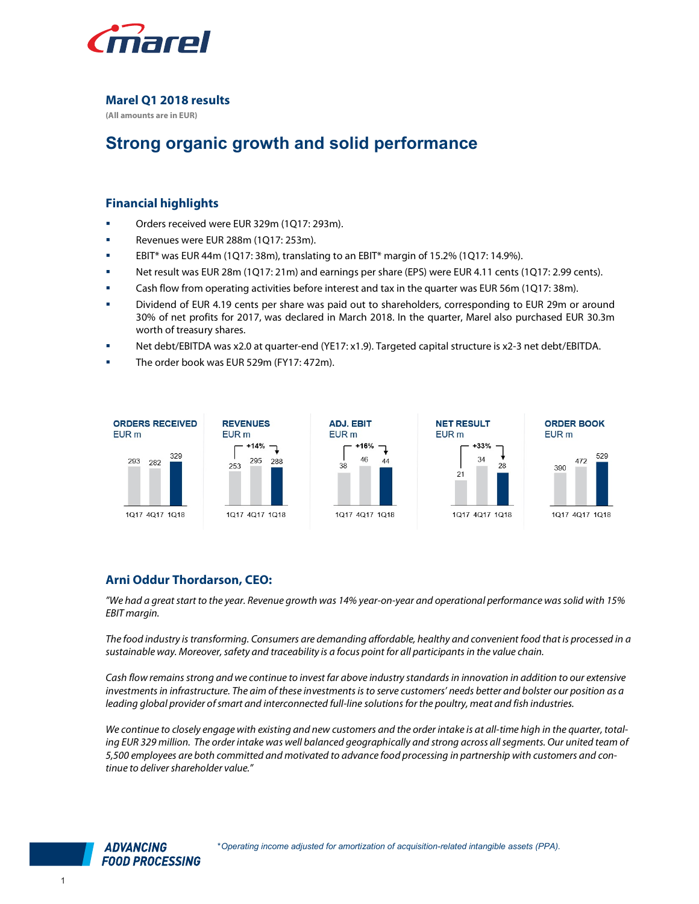# Marel Q1 2018 results

**(All amounts are in EUR)**

## Strong organic growth and solid performance

### Financial highlights

- Orders received were EUR 329m (1Q17: 293m).
- Revenues were EUR 288m (1Q17: 253m).
- EBIT* was EUR 44m (1Q17: 38m), translating to an EBIT* margin of 15.2% (1Q17: 14.9%).
- Net result was EUR 28m (1Q17: 21m) and earnings per share (EPS) were EUR 4.11 cents (1Q17: 2.99 cents).
- Cash flow from operating activities before interest and tax in the quarter was EUR 56m (1Q17: 38m).
- Dividend of EUR 4.19 cents per share was paid out to shareholders, corresponding to EUR 29m or around 30% of net profits for 2017, was declared in March 2018. In the quarter, Marel also purchased EUR 30.3m worth of treasury shares.
- Net debt/EBITDA was x2.0 at quarter-end (YE17: x1.9). Targeted capital structure is x2-3 net debt/EBITDA.
- The order book was EUR 529m (FY17: 472m).

| EUR m | 1Q17 | 4Q17 | 1Q18 |
|---|---|---|---|
| Orders received | 293 | 282 | 329 |
| Revenues (+14%) | 253 | 295 | 288 |
| Adj. EBIT (+16%) | 38 | 46 | 44 |
| Net result (+33%) | 21 | 34 | 28 |
| Order book | 390 | 472 | 529 |

### Arni Oddur Thordarson, CEO:

*"We had a great start to the year. Revenue growth was 14% year-on-year and operational performance was solid with 15% EBIT margin.*

*The food industry is transforming. Consumers are demanding affordable, healthy and convenient food that is processed in a sustainable way. Moreover, safety and traceability is a focus point for all participants in the value chain.*

*Cash flow remains strong and we continue to invest far above industry standards in innovation in addition to our extensive investments in infrastructure. The aim of these investments is to serve customers' needs better and bolster our position as a leading global provider of smart and interconnected full-line solutions for the poultry, meat and fish industries.*

*We continue to closely engage with existing and new customers and the order intake is at all-time high in the quarter, totaling EUR 329 million. The order intake was well balanced geographically and strong across all segments. Our united team of 5,500 employees are both committed and motivated to advance food processing in partnership with customers and continue to deliver shareholder value."*

*Operating income adjusted for amortization of acquisition-related intangible assets (PPA).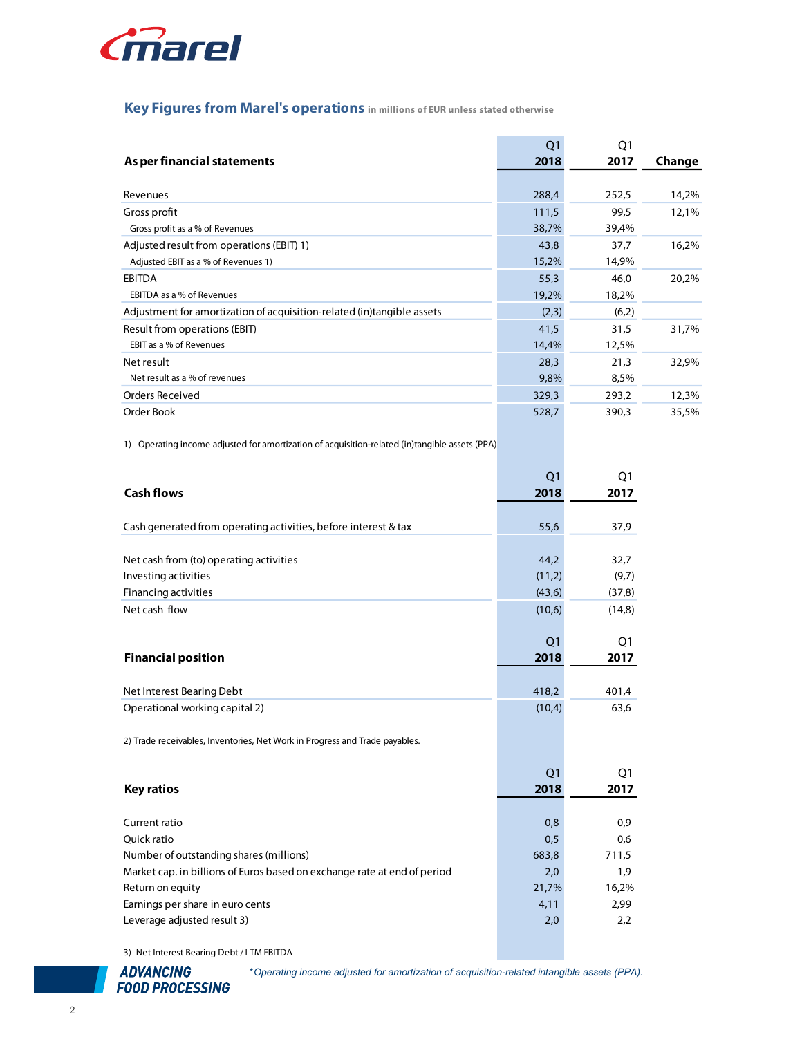## Key Figures from Marel's operations in millions of EUR unless stated otherwise

| As per financial statements | Q1 2018 | Q1 2017 | Change |
|---|---|---|---|
| Revenues | 288,4 | 252,5 | 14,2% |
| Gross profit | 111,5 | 99,5 | 12,1% |
| Gross profit as a % of Revenues | 38,7% | 39,4% | |
| Adjusted result from operations (EBIT) 1) | 43,8 | 37,7 | 16,2% |
| Adjusted EBIT as a % of Revenues 1) | 15,2% | 14,9% | |
| EBITDA | 55,3 | 46,0 | 20,2% |
| EBITDA as a % of Revenues | 19,2% | 18,2% | |
| Adjustment for amortization of acquisition-related (in)tangible assets | (2,3) | (6,2) | |
| Result from operations (EBIT) | 41,5 | 31,5 | 31,7% |
| EBIT as a % of Revenues | 14,4% | 12,5% | |
| Net result | 28,3 | 21,3 | 32,9% |
| Net result as a % of revenues | 9,8% | 8,5% | |
| Orders Received | 329,3 | 293,2 | 12,3% |
| Order Book | 528,7 | 390,3 | 35,5% |

1) Operating income adjusted for amortization of acquisition-related (in)tangible assets (PPA)

| Cash flows | Q1 2018 | Q1 2017 |
|---|---|---|
| Cash generated from operating activities, before interest & tax | 55,6 | 37,9 |
| Net cash from (to) operating activities | 44,2 | 32,7 |
| Investing activities | (11,2) | (9,7) |
| Financing activities | (43,6) | (37,8) |
| Net cash flow | (10,6) | (14,8) |

| Financial position | Q1 2018 | Q1 2017 |
|---|---|---|
| Net Interest Bearing Debt | 418,2 | 401,4 |
| Operational working capital 2) | (10,4) | 63,6 |

2) Trade receivables, Inventories, Net Work in Progress and Trade payables.

| Key ratios | Q1 2018 | Q1 2017 |
|---|---|---|
| Current ratio | 0,8 | 0,9 |
| Quick ratio | 0,5 | 0,6 |
| Number of outstanding shares (millions) | 683,8 | 711,5 |
| Market cap. in billions of Euros based on exchange rate at end of period | 2,0 | 1,9 |
| Return on equity | 21,7% | 16,2% |
| Earnings per share in euro cents | 4,11 | 2,99 |
| Leverage adjusted result 3) | 2,0 | 2,2 |

3) Net Interest Bearing Debt / LTM EBITDA

*\*Operating income adjusted for amortization of acquisition-related intangible assets (PPA).*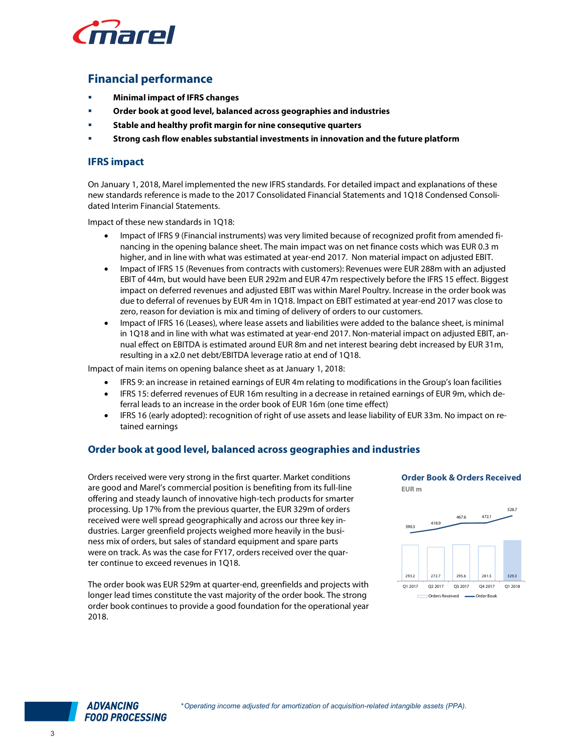## Financial performance

- **Minimal impact of IFRS changes**
- **Order book at good level, balanced across geographies and industries**
- **Stable and healthy profit margin for nine consequtive quarters**
- **Strong cash flow enables substantial investments in innovation and the future platform**

### IFRS impact

On January 1, 2018, Marel implemented the new IFRS standards. For detailed impact and explanations of these new standards reference is made to the 2017 Consolidated Financial Statements and 1Q18 Condensed Consolidated Interim Financial Statements.

Impact of these new standards in 1Q18:

- Impact of IFRS 9 (Financial instruments) was very limited because of recognized profit from amended financing in the opening balance sheet. The main impact was on net finance costs which was EUR 0.3 m higher, and in line with what was estimated at year-end 2017. Non material impact on adjusted EBIT.
- Impact of IFRS 15 (Revenues from contracts with customers): Revenues were EUR 288m with an adjusted EBIT of 44m, but would have been EUR 292m and EUR 47m respectively before the IFRS 15 effect. Biggest impact on deferred revenues and adjusted EBIT was within Marel Poultry. Increase in the order book was due to deferral of revenues by EUR 4m in 1Q18. Impact on EBIT estimated at year-end 2017 was close to zero, reason for deviation is mix and timing of delivery of orders to our customers.
- Impact of IFRS 16 (Leases), where lease assets and liabilities were added to the balance sheet, is minimal in 1Q18 and in line with what was estimated at year-end 2017. Non-material impact on adjusted EBIT, annual effect on EBITDA is estimated around EUR 8m and net interest bearing debt increased by EUR 31m, resulting in a x2.0 net debt/EBITDA leverage ratio at end of 1Q18.

Impact of main items on opening balance sheet as at January 1, 2018:

- IFRS 9: an increase in retained earnings of EUR 4m relating to modifications in the Group's loan facilities
- IFRS 15: deferred revenues of EUR 16m resulting in a decrease in retained earnings of EUR 9m, which deferral leads to an increase in the order book of EUR 16m (one time effect)
- IFRS 16 (early adopted): recognition of right of use assets and lease liability of EUR 33m. No impact on retained earnings

### Order book at good level, balanced across geographies and industries

Orders received were very strong in the first quarter. Market conditions are good and Marel's commercial position is benefiting from its full-line offering and steady launch of innovative high-tech products for smarter processing. Up 17% from the previous quarter, the EUR 329m of orders received were well spread geographically and across our three key industries. Larger greenfield projects weighed more heavily in the business mix of orders, but sales of standard equipment and spare parts were on track. As was the case for FY17, orders received over the quarter continue to exceed revenues in 1Q18.

The order book was EUR 529m at quarter-end, greenfields and projects with longer lead times constitute the vast majority of the order book. The strong order book continues to provide a good foundation for the operational year 2018.

**Order Book & Orders Received**
EUR m

| | Q1 2017 | Q2 2017 | Q3 2017 | Q4 2017 | Q1 2018 |
|---|---|---|---|---|---|
| Orders Received | 293.2 | 272.7 | 295.6 | 281.5 | 329.3 |
| Order Book | 390.3 | 418.9 | 467.6 | 472.1 | 528.7 |

*\*Operating income adjusted for amortization of acquisition-related intangible assets (PPA).*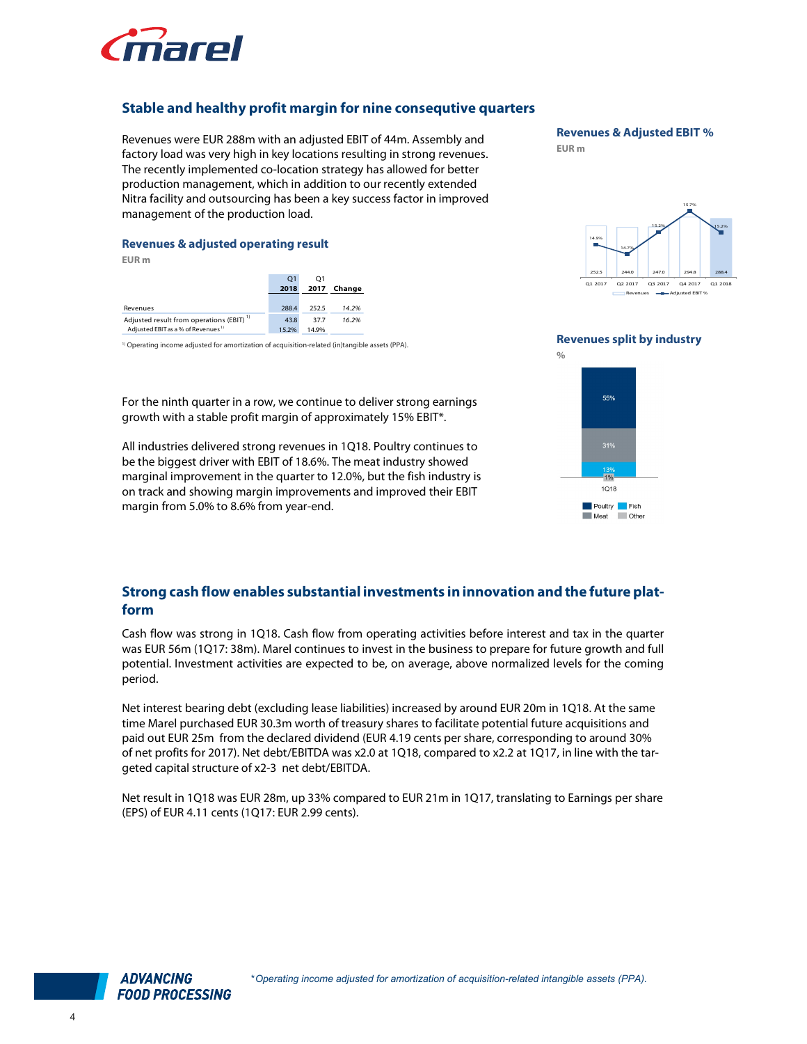## Stable and healthy profit margin for nine consequtive quarters

Revenues were EUR 288m with an adjusted EBIT of 44m. Assembly and factory load was very high in key locations resulting in strong revenues. The recently implemented co-location strategy has allowed for better production management, which in addition to our recently extended Nitra facility and outsourcing has been a key success factor in improved management of the production load.

### Revenues & adjusted operating result

EUR m

| | Q1 2018 | Q1 2017 | Change |
|---|---|---|---|
| Revenues | 288.4 | 252.5 | 14.2% |
| Adjusted result from operations (EBIT) [1] | 43.8 | 37.7 | 16.2% |
| Adjusted EBIT as a % of Revenues [1] | 15.2% | 14.9% | |

[1] Operating income adjusted for amortization of acquisition-related (in)tangible assets (PPA).

### Revenues & Adjusted EBIT %

EUR m

| | Q1 2017 | Q2 2017 | Q3 2017 | Q4 2017 | Q1 2018 |
|---|---|---|---|---|---|
| Revenues | 252.5 | 244.0 | 247.0 | 294.8 | 288.4 |
| Adjusted EBIT % | 14.9% | 14.7% | 15.2% | 15.7% | 15.2% |

For the ninth quarter in a row, we continue to deliver strong earnings growth with a stable profit margin of approximately 15% EBIT*.

All industries delivered strong revenues in 1Q18. Poultry continues to be the biggest driver with EBIT of 18.6%. The meat industry showed marginal improvement in the quarter to 12.0%, but the fish industry is on track and showing margin improvements and improved their EBIT margin from 5.0% to 8.6% from year-end.

### Revenues split by industry

%

| 1Q18 | |
|---|---|
| Poultry | 55% |
| Meat | 31% |
| Fish | 13% |
| Other | 1% |

## Strong cash flow enables substantial investments in innovation and the future platform

Cash flow was strong in 1Q18. Cash flow from operating activities before interest and tax in the quarter was EUR 56m (1Q17: 38m). Marel continues to invest in the business to prepare for future growth and full potential. Investment activities are expected to be, on average, above normalized levels for the coming period.

Net interest bearing debt (excluding lease liabilities) increased by around EUR 20m in 1Q18. At the same time Marel purchased EUR 30.3m worth of treasury shares to facilitate potential future acquisitions and paid out EUR 25m from the declared dividend (EUR 4.19 cents per share, corresponding to around 30% of net profits for 2017). Net debt/EBITDA was x2.0 at 1Q18, compared to x2.2 at 1Q17, in line with the targeted capital structure of x2-3 net debt/EBITDA.

Net result in 1Q18 was EUR 28m, up 33% compared to EUR 21m in 1Q17, translating to Earnings per share (EPS) of EUR 4.11 cents (1Q17: EUR 2.99 cents).

*\*Operating income adjusted for amortization of acquisition-related intangible assets (PPA).*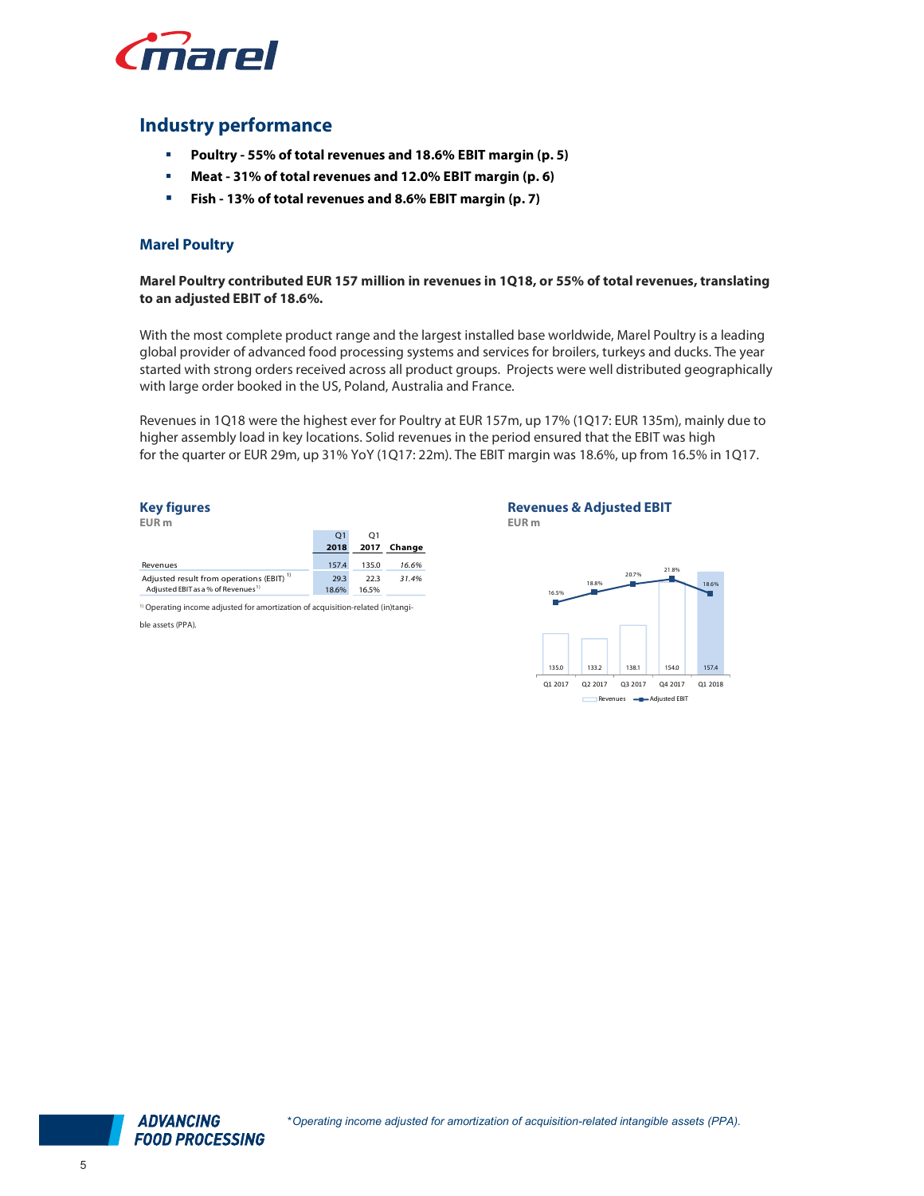## Industry performance

- **Poultry - 55% of total revenues and 18.6% EBIT margin (p. 5)**
- **Meat - 31% of total revenues and 12.0% EBIT margin (p. 6)**
- **Fish - 13% of total revenues and 8.6% EBIT margin (p. 7)**

### Marel Poultry

**Marel Poultry contributed EUR 157 million in revenues in 1Q18, or 55% of total revenues, translating to an adjusted EBIT of 18.6%.**

With the most complete product range and the largest installed base worldwide, Marel Poultry is a leading global provider of advanced food processing systems and services for broilers, turkeys and ducks. The year started with strong orders received across all product groups. Projects were well distributed geographically with large order booked in the US, Poland, Australia and France.

Revenues in 1Q18 were the highest ever for Poultry at EUR 157m, up 17% (1Q17: EUR 135m), mainly due to higher assembly load in key locations. Solid revenues in the period ensured that the EBIT was high for the quarter or EUR 29m, up 31% YoY (1Q17: 22m). The EBIT margin was 18.6%, up from 16.5% in 1Q17.

**Key figures**
EUR m

| | Q1 2018 | Q1 2017 | Change |
|---|---|---|---|
| Revenues | 157.4 | 135.0 | *16.6%* |
| Adjusted result from operations (EBIT) [1] | 29.3 | 22.3 | *31.4%* |
| Adjusted EBIT as a % of Revenues [1] | 18.6% | 16.5% | |

[1] Operating income adjusted for amortization of acquisition-related (in)tangible assets (PPA).

**Revenues & Adjusted EBIT**
EUR m

| | Q1 2017 | Q2 2017 | Q3 2017 | Q4 2017 | Q1 2018 |
|---|---|---|---|---|---|
| Revenues | 135.0 | 133.2 | 138.1 | 154.0 | 157.4 |
| Adjusted EBIT | 16.5% | 18.8% | 20.7% | 21.8% | 18.6% |

*Operating income adjusted for amortization of acquisition-related intangible assets (PPA).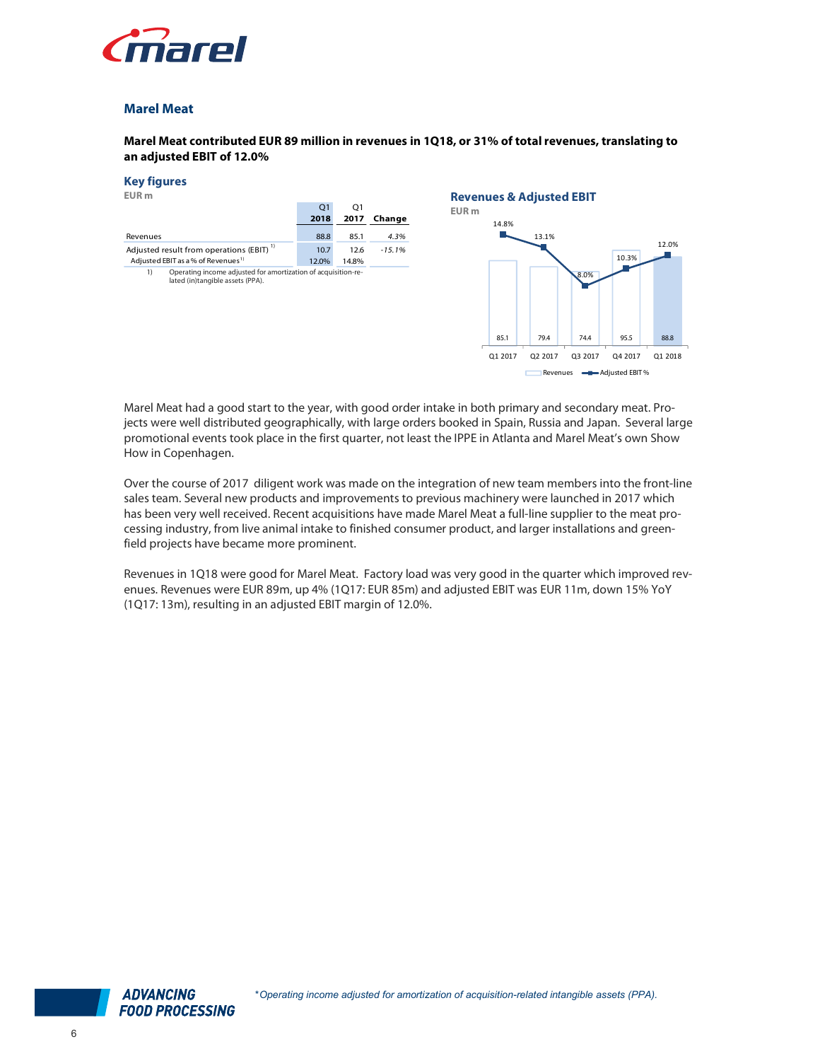## Marel Meat

**Marel Meat contributed EUR 89 million in revenues in 1Q18, or 31% of total revenues, translating to an adjusted EBIT of 12.0%**

### Key figures

EUR m

| | Q1 2018 | Q1 2017 | Change |
|---|---|---|---|
| Revenues | 88.8 | 85.1 | *4.3%* |
| Adjusted result from operations (EBIT) [1] | 10.7 | 12.6 | *-15.1%* |
| Adjusted EBIT as a % of Revenues [1] | 12.0% | 14.8% | |

1) Operating income adjusted for amortization of acquisition-related (in)tangible assets (PPA).

### Revenues & Adjusted EBIT

EUR m

| | Q1 2017 | Q2 2017 | Q3 2017 | Q4 2017 | Q1 2018 |
|---|---|---|---|---|---|
| Revenues | 85.1 | 79.4 | 74.4 | 95.5 | 88.8 |
| Adjusted EBIT % | 14.8% | 13.1% | 8.0% | 10.3% | 12.0% |

Marel Meat had a good start to the year, with good order intake in both primary and secondary meat. Projects were well distributed geographically, with large orders booked in Spain, Russia and Japan. Several large promotional events took place in the first quarter, not least the IPPE in Atlanta and Marel Meat's own Show How in Copenhagen.

Over the course of 2017 diligent work was made on the integration of new team members into the front-line sales team. Several new products and improvements to previous machinery were launched in 2017 which has been very well received. Recent acquisitions have made Marel Meat a full-line supplier to the meat processing industry, from live animal intake to finished consumer product, and larger installations and greenfield projects have became more prominent.

Revenues in 1Q18 were good for Marel Meat. Factory load was very good in the quarter which improved revenues. Revenues were EUR 89m, up 4% (1Q17: EUR 85m) and adjusted EBIT was EUR 11m, down 15% YoY (1Q17: 13m), resulting in an adjusted EBIT margin of 12.0%.

*\*Operating income adjusted for amortization of acquisition-related intangible assets (PPA).*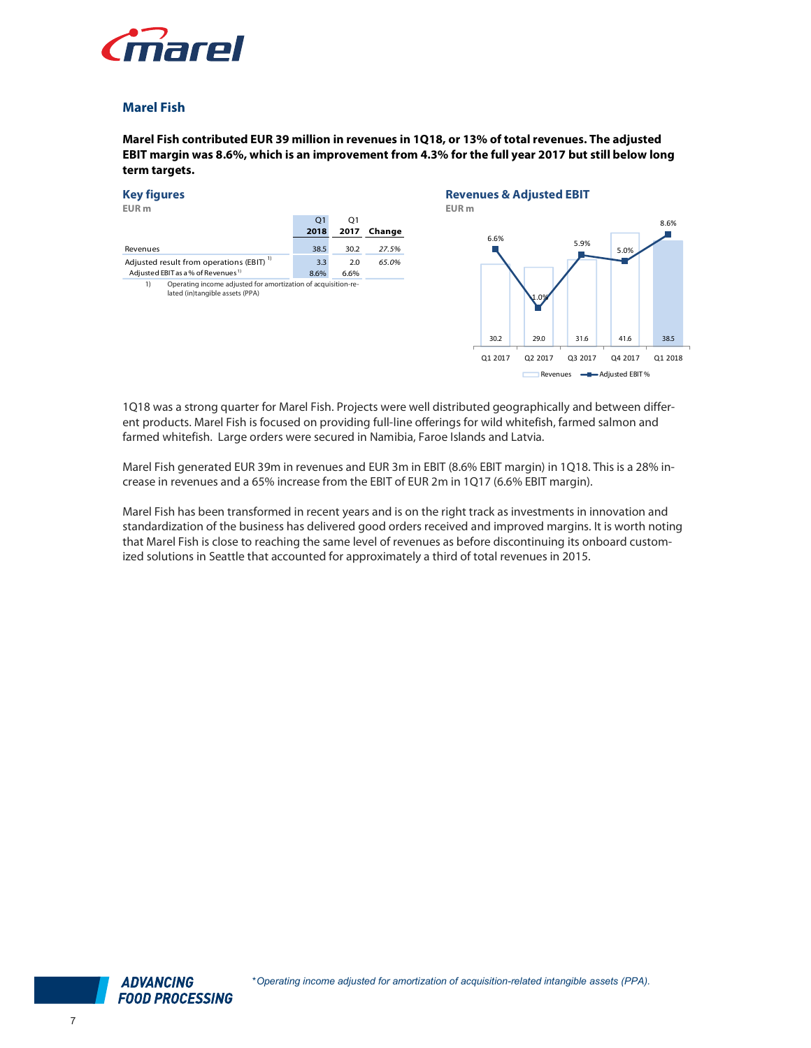## Marel Fish

**Marel Fish contributed EUR 39 million in revenues in 1Q18, or 13% of total revenues. The adjusted EBIT margin was 8.6%, which is an improvement from 4.3% for the full year 2017 but still below long term targets.**

### Key figures

EUR m

| | Q1 2018 | Q1 2017 | Change |
|---|---|---|---|
| Revenues | 38.5 | 30.2 | *27.5%* |
| Adjusted result from operations (EBIT) [1] | 3.3 | 2.0 | *65.0%* |
| Adjusted EBIT as a % of Revenues [1] | 8.6% | 6.6% | |

1) Operating income adjusted for amortization of acquisition-related (in)tangible assets (PPA)

### Revenues & Adjusted EBIT

EUR m

| | Q1 2017 | Q2 2017 | Q3 2017 | Q4 2017 | Q1 2018 |
|---|---|---|---|---|---|
| Revenues | 30.2 | 29.0 | 31.6 | 41.6 | 38.5 |
| Adjusted EBIT % | 6.6% | 1.0% | 5.9% | 5.0% | 8.6% |

1Q18 was a strong quarter for Marel Fish. Projects were well distributed geographically and between different products. Marel Fish is focused on providing full-line offerings for wild whitefish, farmed salmon and farmed whitefish. Large orders were secured in Namibia, Faroe Islands and Latvia.

Marel Fish generated EUR 39m in revenues and EUR 3m in EBIT (8.6% EBIT margin) in 1Q18. This is a 28% increase in revenues and a 65% increase from the EBIT of EUR 2m in 1Q17 (6.6% EBIT margin).

Marel Fish has been transformed in recent years and is on the right track as investments in innovation and standardization of the business has delivered good orders received and improved margins. It is worth noting that Marel Fish is close to reaching the same level of revenues as before discontinuing its onboard customized solutions in Seattle that accounted for approximately a third of total revenues in 2015.

*Operating income adjusted for amortization of acquisition-related intangible assets (PPA).*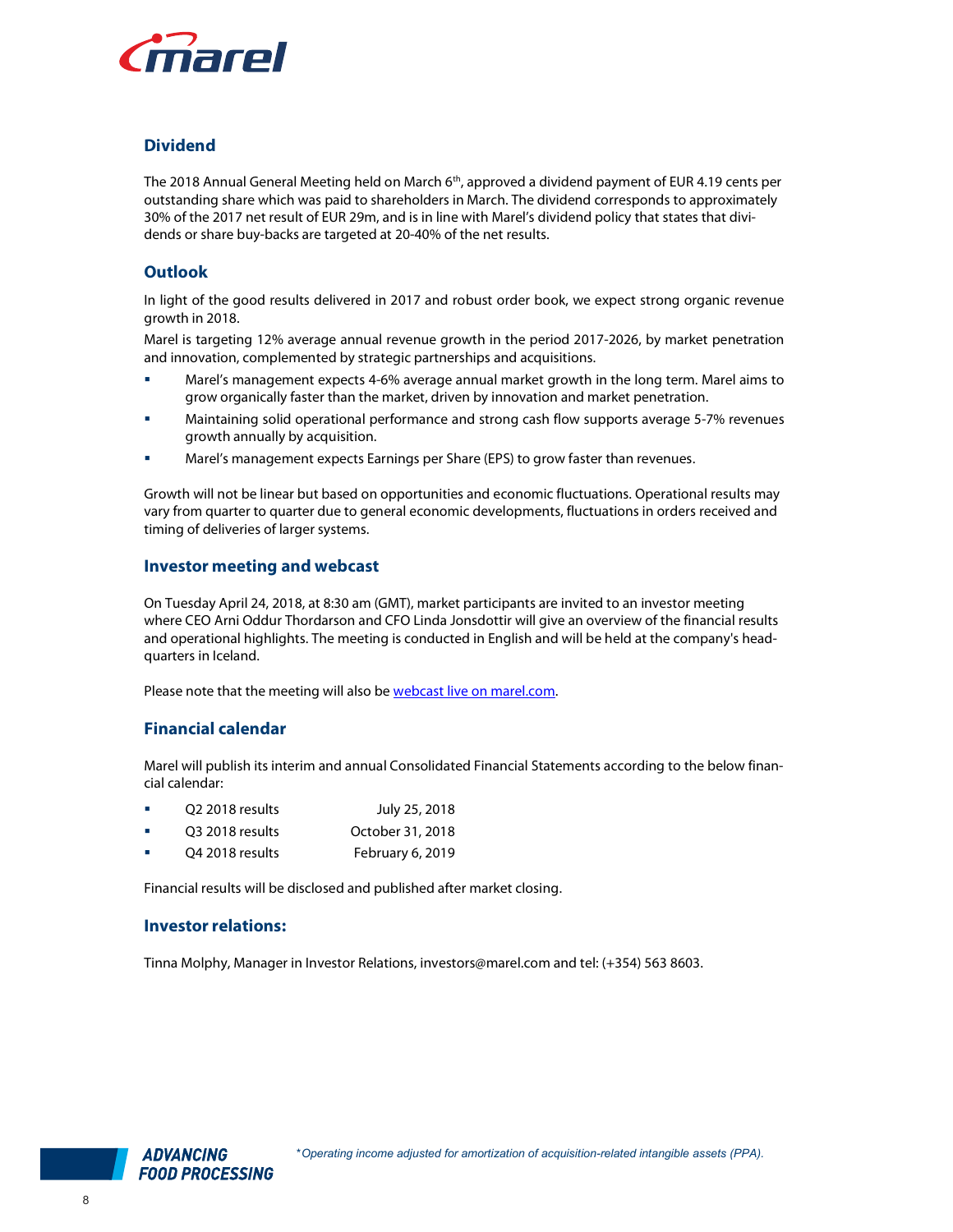## Dividend

The 2018 Annual General Meeting held on March 6th, approved a dividend payment of EUR 4.19 cents per outstanding share which was paid to shareholders in March. The dividend corresponds to approximately 30% of the 2017 net result of EUR 29m, and is in line with Marel's dividend policy that states that dividends or share buy-backs are targeted at 20-40% of the net results.

## Outlook

In light of the good results delivered in 2017 and robust order book, we expect strong organic revenue growth in 2018.

Marel is targeting 12% average annual revenue growth in the period 2017-2026, by market penetration and innovation, complemented by strategic partnerships and acquisitions.

- Marel's management expects 4-6% average annual market growth in the long term. Marel aims to grow organically faster than the market, driven by innovation and market penetration.
- Maintaining solid operational performance and strong cash flow supports average 5-7% revenues growth annually by acquisition.
- Marel's management expects Earnings per Share (EPS) to grow faster than revenues.

Growth will not be linear but based on opportunities and economic fluctuations. Operational results may vary from quarter to quarter due to general economic developments, fluctuations in orders received and timing of deliveries of larger systems.

## Investor meeting and webcast

On Tuesday April 24, 2018, at 8:30 am (GMT), market participants are invited to an investor meeting where CEO Arni Oddur Thordarson and CFO Linda Jonsdottir will give an overview of the financial results and operational highlights. The meeting is conducted in English and will be held at the company's headquarters in Iceland.

Please note that the meeting will also be [webcast live on marel.com](marel.com).

## Financial calendar

Marel will publish its interim and annual Consolidated Financial Statements according to the below financial calendar:

- Q2 2018 results — July 25, 2018
- Q3 2018 results — October 31, 2018
- Q4 2018 results — February 6, 2019

Financial results will be disclosed and published after market closing.

## Investor relations:

Tinna Molphy, Manager in Investor Relations, investors@marel.com and tel: (+354) 563 8603.

*Operating income adjusted for amortization of acquisition-related intangible assets (PPA).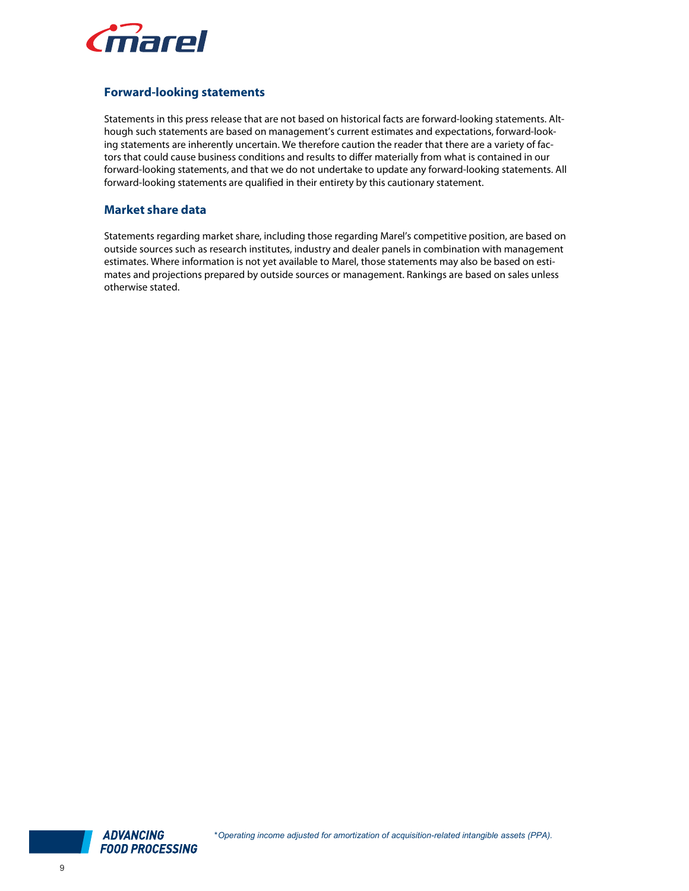## Forward-looking statements

Statements in this press release that are not based on historical facts are forward-looking statements. Although such statements are based on management's current estimates and expectations, forward-looking statements are inherently uncertain. We therefore caution the reader that there are a variety of factors that could cause business conditions and results to differ materially from what is contained in our forward-looking statements, and that we do not undertake to update any forward-looking statements. All forward-looking statements are qualified in their entirety by this cautionary statement.

## Market share data

Statements regarding market share, including those regarding Marel's competitive position, are based on outside sources such as research institutes, industry and dealer panels in combination with management estimates. Where information is not yet available to Marel, those statements may also be based on estimates and projections prepared by outside sources or management. Rankings are based on sales unless otherwise stated.

*\*Operating income adjusted for amortization of acquisition-related intangible assets (PPA).*